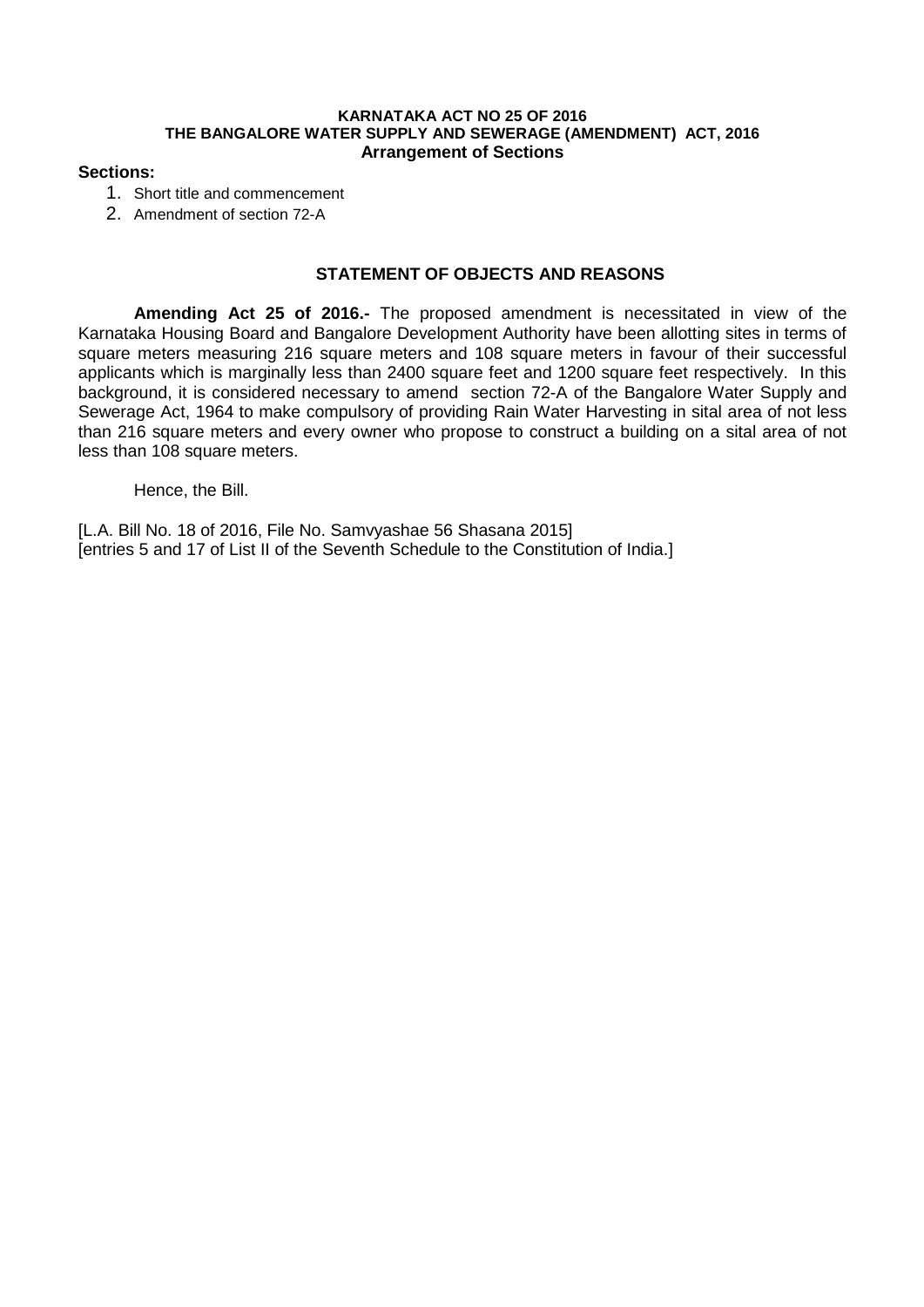# KARNATAKA ACT NO 25 OF 2016

## THE BANGALORE WATER SUPPLY AND SEWERAGE (AMENDMENT) ACT, 2016

### Arrangement of Sections

**Sections:**

1. Short title and commencement
2. Amendment of section 72-A

### STATEMENT OF OBJECTS AND REASONS

**Amending Act 25 of 2016.-** The proposed amendment is necessitated in view of the Karnataka Housing Board and Bangalore Development Authority have been allotting sites in terms of square meters measuring 216 square meters and 108 square meters in favour of their successful applicants which is marginally less than 2400 square feet and 1200 square feet respectively. In this background, it is considered necessary to amend section 72-A of the Bangalore Water Supply and Sewerage Act, 1964 to make compulsory of providing Rain Water Harvesting in sital area of not less than 216 square meters and every owner who propose to construct a building on a sital area of not less than 108 square meters.

Hence, the Bill.

[L.A. Bill No. 18 of 2016, File No. Samvyashae 56 Shasana 2015]
[entries 5 and 17 of List II of the Seventh Schedule to the Constitution of India.]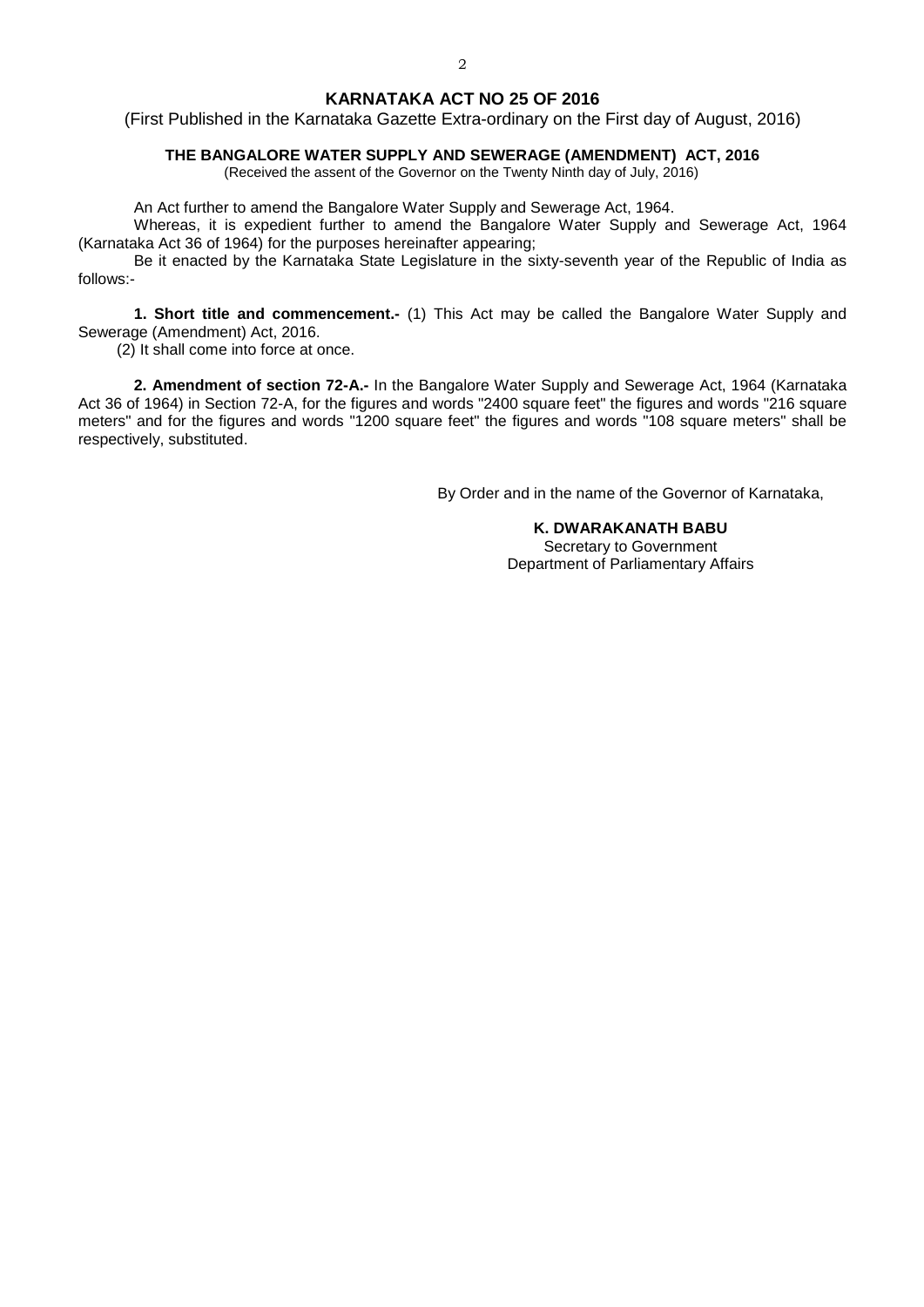# KARNATAKA ACT NO 25 OF 2016

(First Published in the Karnataka Gazette Extra-ordinary on the First day of August, 2016)

## THE BANGALORE WATER SUPPLY AND SEWERAGE (AMENDMENT) ACT, 2016

(Received the assent of the Governor on the Twenty Ninth day of July, 2016)

An Act further to amend the Bangalore Water Supply and Sewerage Act, 1964.

Whereas, it is expedient further to amend the Bangalore Water Supply and Sewerage Act, 1964 (Karnataka Act 36 of 1964) for the purposes hereinafter appearing;

Be it enacted by the Karnataka State Legislature in the sixty-seventh year of the Republic of India as follows:-

**1. Short title and commencement.-** (1) This Act may be called the Bangalore Water Supply and Sewerage (Amendment) Act, 2016.

(2) It shall come into force at once.

**2. Amendment of section 72-A.-** In the Bangalore Water Supply and Sewerage Act, 1964 (Karnataka Act 36 of 1964) in Section 72-A, for the figures and words "2400 square feet" the figures and words "216 square meters" and for the figures and words "1200 square feet" the figures and words "108 square meters" shall be respectively, substituted.

By Order and in the name of the Governor of Karnataka,

**K. DWARAKANATH BABU**
Secretary to Government
Department of Parliamentary Affairs